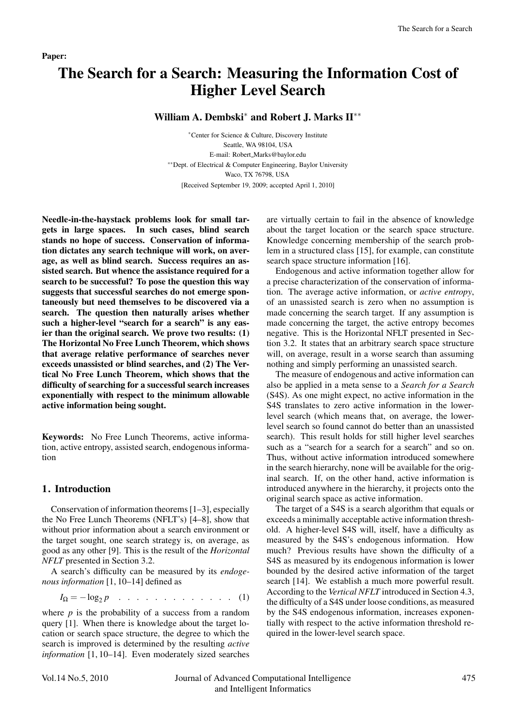Paper:

# The Search for a Search: Measuring the Information Cost of Higher Level Search

**William A. Dembski*** **and Robert J. Marks II****

*Center for Science & Culture, Discovery Institute
Seattle, WA 98104, USA
E-mail: Robert_Marks@baylor.edu
**Dept. of Electrical & Computer Engineering, Baylor University
Waco, TX 76798, USA
[Received September 19, 2009; accepted April 1, 2010]

**Needle-in-the-haystack problems look for small targets in large spaces. In such cases, blind search stands no hope of success. Conservation of information dictates any search technique will work, on average, as well as blind search. Success requires an assisted search. But whence the assistance required for a search to be successful? To pose the question this way suggests that successful searches do not emerge spontaneously but need themselves to be discovered via a search. The question then naturally arises whether such a higher-level "search for a search" is any easier than the original search. We prove two results: (1) The Horizontal No Free Lunch Theorem, which shows that average relative performance of searches never exceeds unassisted or blind searches, and (2) The Vertical No Free Lunch Theorem, which shows that the difficulty of searching for a successful search increases exponentially with respect to the minimum allowable active information being sought.**

**Keywords:** No Free Lunch Theorems, active information, active entropy, assisted search, endogenous information

## 1. Introduction

Conservation of information theorems [1–3], especially the No Free Lunch Theorems (NFLT's) [4–8], show that without prior information about a search environment or the target sought, one search strategy is, on average, as good as any other [9]. This is the result of the *Horizontal NFLT* presented in Section 3.2.

A search's difficulty can be measured by its *endogenous information* [1, 10–14] defined as

$$I_{\Omega} = -\log_2 p \quad (1)$$

where $p$ is the probability of a success from a random query [1]. When there is knowledge about the target location or search space structure, the degree to which the search is improved is determined by the resulting *active information* [1, 10–14]. Even moderately sized searches are virtually certain to fail in the absence of knowledge about the target location or the search space structure. Knowledge concerning membership of the search problem in a structured class [15], for example, can constitute search space structure information [16].

Endogenous and active information together allow for a precise characterization of the conservation of information. The average active information, or *active entropy*, of an unassisted search is zero when no assumption is made concerning the search target. If any assumption is made concerning the target, the active entropy becomes negative. This is the Horizontal NFLT presented in Section 3.2. It states that an arbitrary search space structure will, on average, result in a worse search than assuming nothing and simply performing an unassisted search.

The measure of endogenous and active information can also be applied in a meta sense to a *Search for a Search* (S4S). As one might expect, no active information in the S4S translates to zero active information in the lower-level search (which means that, on average, the lower-level search so found cannot do better than an unassisted search). This result holds for still higher level searches such as a "search for a search for a search" and so on. Thus, without active information introduced somewhere in the search hierarchy, none will be available for the original search. If, on the other hand, active information is introduced anywhere in the hierarchy, it projects onto the original search space as active information.

The target of a S4S is a search algorithm that equals or exceeds a minimally acceptable active information threshold. A higher-level S4S will, itself, have a difficulty as measured by the S4S's endogenous information. How much? Previous results have shown the difficulty of a S4S as measured by its endogenous information is lower bounded by the desired active information of the target search [14]. We establish a much more powerful result. According to the *Vertical NFLT* introduced in Section 4.3, the difficulty of a S4S under loose conditions, as measured by the S4S endogenous information, increases exponentially with respect to the active information threshold required in the lower-level search space.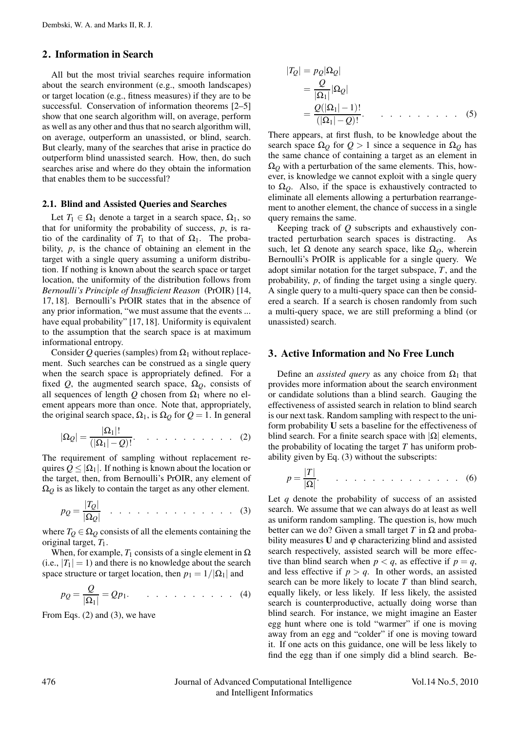## 2. Information in Search

All but the most trivial searches require information about the search environment (e.g., smooth landscapes) or target location (e.g., fitness measures) if they are to be successful. Conservation of information theorems [2–5] show that one search algorithm will, on average, perform as well as any other and thus that no search algorithm will, on average, outperform an unassisted, or blind, search. But clearly, many of the searches that arise in practice do outperform blind unassisted search. How, then, do such searches arise and where do they obtain the information that enables them to be successful?

### 2.1. Blind and Assisted Queries and Searches

Let $T_1 \in \Omega_1$ denote a target in a search space, $\Omega_1$, so that for uniformity the probability of success, $p$, is ratio of the cardinality of $T_1$ to that of $\Omega_1$. The probability, $p$, is the chance of obtaining an element in the target with a single query assuming a uniform distribution. If nothing is known about the search space or target location, the uniformity of the distribution follows from *Bernoulli's Principle of Insufficient Reason* (PrOIR) [14, 17, 18]. Bernoulli's PrOIR states that in the absence of any prior information, "we must assume that the events ... have equal probability" [17, 18]. Uniformity is equivalent to the assumption that the search space is at maximum informational entropy.

Consider $Q$ queries (samples) from $\Omega_1$ without replacement. Such searches can be construed as a single query when the search space is appropriately defined. For a fixed $Q$, the augmented search space, $\Omega_Q$, consists of all sequences of length $Q$ chosen from $\Omega_1$ where no element appears more than once. Note that, appropriately, the original search space, $\Omega_1$, is $\Omega_Q$ for $Q = 1$. In general

$$|\Omega_Q| = \frac{|\Omega_1|!}{(|\Omega_1| - Q)!}. \quad \quad (2)$$

The requirement of sampling without replacement requires $Q \leq |\Omega_1|$. If nothing is known about the location or the target, then, from Bernoulli's PrOIR, any element of $\Omega_Q$ is as likely to contain the target as any other element.

$$p_Q = \frac{|T_Q|}{|\Omega_Q|} \quad \quad (3)$$

where $T_Q \in \Omega_Q$ consists of all the elements containing the original target, $T_1$.

When, for example, $T_1$ consists of a single element in $\Omega$ (i.e., $|T_1| = 1$) and there is no knowledge about the search space structure or target location, then $p_1 = 1/|\Omega_1|$ and

$$p_Q = \frac{Q}{|\Omega_1|} = Qp_1. \quad \quad (4)$$

From Eqs. (2) and (3), we have

$$\begin{aligned} |T_Q| &= p_Q|\Omega_Q| \\ &= \frac{Q}{|\Omega_1|}|\Omega_Q| \\ &= \frac{Q(|\Omega_1| - 1)!}{(|\Omega_1| - Q)!}. \end{aligned} \quad \quad (5)$$

There appears, at first flush, to be knowledge about the search space $\Omega_Q$ for $Q > 1$ since a sequence in $\Omega_Q$ has the same chance of containing a target as an element in $\Omega_Q$ with a perturbation of the same elements. This, however, is knowledge we cannot exploit with a single query to $\Omega_Q$. Also, if the space is exhaustively contracted to eliminate all elements allowing a perturbation rearrangement to another element, the chance of success in a single query remains the same.

Keeping track of $Q$ subscripts and exhaustively contracted perturbation search spaces is distracting. As such, let $\Omega$ denote any search space, like $\Omega_Q$, wherein Bernoulli's PrOIR is applicable for a single query. We adopt similar notation for the target subspace, $T$, and the probability, $p$, of finding the target using a single query. A single query to a multi-query space can then be considered a search. If a search is chosen randomly from such a multi-query space, we are still preforming a blind (or unassisted) search.

## 3. Active Information and No Free Lunch

Define an *assisted query* as any choice from $\Omega_1$ that provides more information about the search environment or candidate solutions than a blind search. Gauging the effectiveness of assisted search in relation to blind search is our next task. Random sampling with respect to the uniform probability $\mathbf{U}$ sets a baseline for the effectiveness of blind search. For a finite search space with $|\Omega|$ elements, the probability of locating the target $T$ has uniform probability given by Eq. (3) without the subscripts:

$$p = \frac{|T|}{|\Omega|}. \quad \quad (6)$$

Let $q$ denote the probability of success of an assisted search. We assume that we can always do at least as well as uniform random sampling. The question is, how much better can we do? Given a small target $T$ in $\Omega$ and probability measures $\mathbf{U}$ and $\varphi$ characterizing blind and assisted search respectively, assisted search will be more effective than blind search when $p < q$, as effective if $p = q$, and less effective if $p > q$. In other words, an assisted search can be more likely to locate $T$ than blind search, equally likely, or less likely. If less likely, the assisted search is counterproductive, actually doing worse than blind search. For instance, we might imagine an Easter egg hunt where one is told "warmer" if one is moving away from an egg and "colder" if one is moving toward it. If one acts on this guidance, one will be less likely to find the egg than if one simply did a blind search. Be-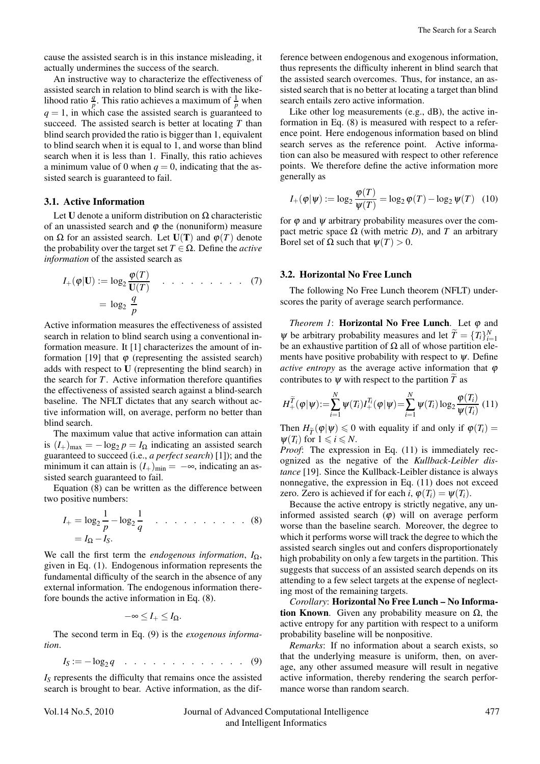cause the assisted search is in this instance misleading, it actually undermines the success of the search.

An instructive way to characterize the effectiveness of assisted search in relation to blind search is with the likelihood ratio $\frac{q}{p}$. This ratio achieves a maximum of $\frac{1}{p}$ when $q = 1$, in which case the assisted search is guaranteed to succeed. The assisted search is better at locating $T$ than blind search provided the ratio is bigger than 1, equivalent to blind search when it is equal to 1, and worse than blind search when it is less than 1. Finally, this ratio achieves a minimum value of 0 when $q = 0$, indicating that the assisted search is guaranteed to fail.

### 3.1. Active Information

Let $\mathbf{U}$ denote a uniform distribution on $\Omega$ characteristic of an unassisted search and $\varphi$ the (nonuniform) measure on $\Omega$ for an assisted search. Let $\mathbf{U}(\mathbf{T})$ and $\varphi(T)$ denote the probability over the target set $T \in \Omega$. Define the *active information* of the assisted search as

$$I_+(\varphi|\mathbf{U}) := \log_2 \frac{\varphi(T)}{\mathbf{U}(T)} \quad \ldots\ldots\ldots \quad (7)$$
$$= \log_2 \frac{q}{p}$$

Active information measures the effectiveness of assisted search in relation to blind search using a conventional information measure. It [1] characterizes the amount of information [19] that $\varphi$ (representing the assisted search) adds with respect to $\mathbf{U}$ (representing the blind search) in the search for $T$. Active information therefore quantifies the effectiveness of assisted search against a blind-search baseline. The NFLT dictates that any search without active information will, on average, perform no better than blind search.

The maximum value that active information can attain is $(I_+)_{\max} = -\log_2 p = I_\Omega$ indicating an assisted search guaranteed to succeed (i.e., *a perfect search*) [1]); and the minimum it can attain is $(I_+)_{\min} = -\infty$, indicating an assisted search guaranteed to fail.

Equation (8) can be written as the difference between two positive numbers:

$$I_+ = \log_2 \frac{1}{p} - \log_2 \frac{1}{q} \quad \ldots\ldots\ldots\ldots \quad (8)$$
$$= I_\Omega - I_S.$$

We call the first term the *endogenous information*, $I_\Omega$, given in Eq. (1). Endogenous information represents the fundamental difficulty of the search in the absence of any external information. The endogenous information therefore bounds the active information in Eq. (8).

$$-\infty \leq I_+ \leq I_\Omega.$$

The second term in Eq. (9) is the *exogenous information*.

$$I_S := -\log_2 q \quad \ldots\ldots\ldots\ldots\ldots \quad (9)$$

$I_S$ represents the difficulty that remains once the assisted search is brought to bear. Active information, as the difference between endogenous and exogenous information, thus represents the difficulty inherent in blind search that the assisted search overcomes. Thus, for instance, an assisted search that is no better at locating a target than blind search entails zero active information.

Like other log measurements (e.g., dB), the active information in Eq. (8) is measured with respect to a reference point. Here endogenous information based on blind search serves as the reference point. Active information can also be measured with respect to other reference points. We therefore define the active information more generally as

$$I_+(\varphi|\psi) := \log_2 \frac{\varphi(T)}{\psi(T)} = \log_2 \varphi(T) - \log_2 \psi(T) \quad (10)$$

for $\varphi$ and $\psi$ arbitrary probability measures over the compact metric space $\Omega$ (with metric $D$), and $T$ an arbitrary Borel set of $\Omega$ such that $\psi(T) > 0$.

### 3.2. Horizontal No Free Lunch

The following No Free Lunch theorem (NFLT) underscores the parity of average search performance.

*Theorem 1*: **Horizontal No Free Lunch**. Let $\varphi$ and $\psi$ be arbitrary probability measures and let $\widetilde{T} = \{T_i\}_{i=1}^N$ be an exhaustive partition of $\Omega$ all of whose partition elements have positive probability with respect to $\psi$. Define *active entropy* as the average active information that $\varphi$ contributes to $\psi$ with respect to the partition $\widetilde{T}$ as

$$H_+^{\widetilde{T}}(\varphi|\psi) := \sum_{i=1}^{N} \psi(T_i) I_+^{T_i}(\varphi|\psi) = \sum_{i=1}^{N} \psi(T_i) \log_2 \frac{\varphi(T_i)}{\psi(T_i)} \quad (11)$$

Then $H_{\widetilde{T}}(\varphi|\psi) \leqslant 0$ with equality if and only if $\varphi(T_i) = \psi(T_i)$ for $1 \leqslant i \leqslant N$.

*Proof*: The expression in Eq. (11) is immediately recognized as the negative of the *Kullback-Leibler distance* [19]. Since the Kullback-Leibler distance is always nonnegative, the expression in Eq. (11) does not exceed zero. Zero is achieved if for each $i$, $\varphi(T_i) = \psi(T_i)$.

Because the active entropy is strictly negative, any uninformed assisted search ($\varphi$) will on average perform worse than the baseline search. Moreover, the degree to which it performs worse will track the degree to which the assisted search singles out and confers disproportionately high probability on only a few targets in the partition. This suggests that success of an assisted search depends on its attending to a few select targets at the expense of neglecting most of the remaining targets.

*Corollary*: **Horizontal No Free Lunch – No Information Known**. Given any probability measure on $\Omega$, the active entropy for any partition with respect to a uniform probability baseline will be nonpositive.

*Remarks*: If no information about a search exists, so that the underlying measure is uniform, then, on average, any other assumed measure will result in negative active information, thereby rendering the search performance worse than random search.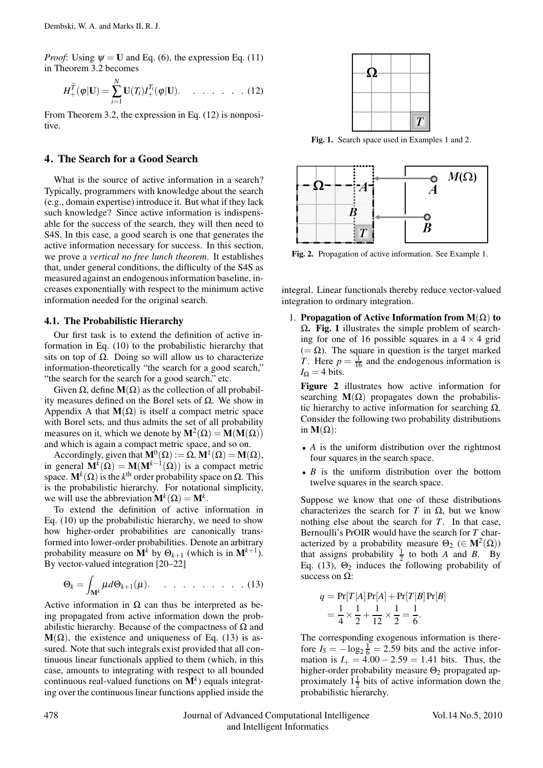*Proof*: Using $\psi = \mathbf{U}$ and Eq. (6), the expression Eq. (11) in Theorem 3.2 becomes

$$H_{+}^{\tilde{T}}(\varphi|\mathbf{U}) = \sum_{i=1}^{N} \mathbf{U}(T_i) I_{+}^{T_i}(\varphi|\mathbf{U}). \quad \ldots\ldots \quad (12)$$

From Theorem 3.2, the expression in Eq. (12) is nonpositive.

## 4. The Search for a Good Search

What is the source of active information in a search? Typically, programmers with knowledge about the search (e.g., domain expertise) introduce it. But what if they lack such knowledge? Since active information is indispensable for the success of the search, they will then need to S4S. In this case, a good search is one that generates the active information necessary for success. In this section, we prove a *vertical no free lunch theorem*. It establishes that, under general conditions, the difficulty of the S4S as measured against an endogenous information baseline, increases exponentially with respect to the minimum active information needed for the original search.

### 4.1. The Probabilistic Hierarchy

Our first task is to extend the definition of active information in Eq. (10) to the probabilistic hierarchy that sits on top of $\Omega$. Doing so will allow us to characterize information-theoretically "the search for a good search," "the search for the search for a good search," etc.

Given $\Omega$, define $\mathbf{M}(\Omega)$ as the collection of all probability measures defined on the Borel sets of $\Omega$. We show in Appendix A that $\mathbf{M}(\Omega)$ is itself a compact metric space with Borel sets, and thus admits the set of all probability measures on it, which we denote by $\mathbf{M}^2(\Omega) = \mathbf{M}(\mathbf{M}(\Omega))$ and which is again a compact metric space, and so on.

Accordingly, given that $\mathbf{M}^0(\Omega) := \Omega$, $\mathbf{M}^1(\Omega) = \mathbf{M}(\Omega)$, in general $\mathbf{M}^k(\Omega) = \mathbf{M}(\mathbf{M}^{k-1}(\Omega))$ is a compact metric space. $\mathbf{M}^k(\Omega)$ is the $k^{\text{th}}$ order probability space on $\Omega$. This is the probabilistic hierarchy. For notational simplicity, we will use the abbreviation $\mathbf{M}^k(\Omega) = \mathbf{M}^k$.

To extend the definition of active information in Eq. (10) up the probabilistic hierarchy, we need to show how higher-order probabilities are canonically transformed into lower-order probabilities. Denote an arbitrary probability measure on $\mathbf{M}^k$ by $\Theta_{k+1}$ (which is in $\mathbf{M}^{k+1}$). By vector-valued integration [20–22]

$$\Theta_k = \int_{\mathbf{M}^k} \mu \, d\Theta_{k+1}(\mu). \quad \ldots\ldots\ldots \quad (13)$$

Active information in $\Omega$ can thus be interpreted as being propagated from active information down the probabilistic hierarchy. Because of the compactness of $\Omega$ and $\mathbf{M}(\Omega)$, the existence and uniqueness of Eq. (13) is assured. Note that such integrals exist provided that all continuous linear functionals applied to them (which, in this case, amounts to integrating with respect to all bounded continuous real-valued functions on $\mathbf{M}^k$) equals integrating over the continuous linear functions applied inside the integral. Linear functionals thereby reduce vector-valued integration to ordinary integration.

**Fig. 1.** Search space used in Examples 1 and 2.

**Fig. 2.** Propagation of active information. See Example 1.

1. **Propagation of Active Information from $\mathbf{M}(\Omega)$ to $\Omega$. Fig. 1** illustrates the simple problem of searching for one of 16 possible squares in a $4 \times 4$ grid ($= \Omega$). The square in question is the target marked $T$. Here $p = \frac{1}{16}$ and the endogenous information is $I_\Omega = 4$ bits.

   **Figure 2** illustrates how active information for searching $\mathbf{M}(\Omega)$ propagates down the probabilistic hierarchy to active information for searching $\Omega$. Consider the following two probability distributions in $\mathbf{M}(\Omega)$:

   - $A$ is the uniform distribution over the rightmost four squares in the search space.
   - $B$ is the uniform distribution over the bottom twelve squares in the search space.

   Suppose we know that one of these distributions characterizes the search for $T$ in $\Omega$, but we know nothing else about the search for $T$. In that case, Bernoulli's PrOIR would have the search for $T$ characterized by a probability measure $\Theta_2$ ($\in \mathbf{M}^2(\Omega)$) that assigns probability $\frac{1}{2}$ to both $A$ and $B$. By Eq. (13), $\Theta_2$ induces the following probability of success on $\Omega$:

   $$\begin{aligned} q &= \Pr[T|A]\Pr[A] + \Pr[T|B]\Pr[B] \\ &= \frac{1}{4} \times \frac{1}{2} + \frac{1}{12} \times \frac{1}{2} = \frac{1}{6}. \end{aligned}$$

   The corresponding exogenous information is therefore $I_S = -\log_2 \frac{1}{6} = 2.59$ bits and the active information is $I_+ = 4.00 - 2.59 = 1.41$ bits. Thus, the higher-order probability measure $\Theta_2$ propagated approximately $1\frac{1}{2}$ bits of active information down the probabilistic hierarchy.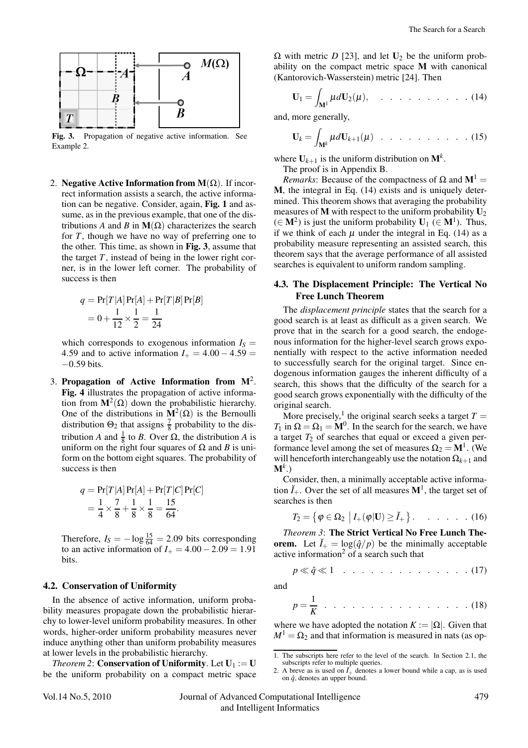Fig. 3. Propagation of negative active information. See Example 2.

2. **Negative Active Information from $\mathbf{M}(\Omega)$.** If incorrect information assists a search, the active information can be negative. Consider, again, **Fig. 1** and assume, as in the previous example, that one of the distributions $A$ and $B$ in $\mathbf{M}(\Omega)$ characterizes the search for $T$, though we have no way of preferring one to the other. This time, as shown in **Fig. 3**, assume that the target $T$, instead of being in the lower right corner, is in the lower left corner. The probability of success is then

$$
\begin{aligned}
q &= \Pr[T|A]\Pr[A] + \Pr[T|B]\Pr[B] \\
&= 0 + \frac{1}{12} \times \frac{1}{2} = \frac{1}{24}
\end{aligned}
$$

which corresponds to exogenous information $I_S = 4.59$ and to active information $I_+ = 4.00 - 4.59 = -0.59$ bits.

3. **Propagation of Active Information from $\mathbf{M}^2$.** **Fig. 4** illustrates the propagation of active information from $\mathbf{M}^2(\Omega)$ down the probabilistic hierarchy. One of the distributions in $\mathbf{M}^2(\Omega)$ is the Bernoulli distribution $\Theta_2$ that assigns $\frac{7}{8}$ probability to the distribution $A$ and $\frac{1}{8}$ to $B$. Over $\Omega$, the distribution $A$ is uniform on the right four squares of $\Omega$ and $B$ is uniform on the bottom eight squares. The probability of success is then

$$
\begin{aligned}
q &= \Pr[T|A]\Pr[A] + \Pr[T|C]\Pr[C] \\
&= \frac{1}{4} \times \frac{7}{8} + \frac{1}{8} \times \frac{1}{8} = \frac{15}{64}.
\end{aligned}
$$

Therefore, $I_S = -\log \frac{15}{64} = 2.09$ bits corresponding to an active information of $I_+ = 4.00 - 2.09 = 1.91$ bits.

### 4.2. Conservation of Uniformity

In the absence of active information, uniform probability measures propagate down the probabilistic hierarchy to lower-level uniform probability measures. In other words, higher-order uniform probability measures never induce anything other than uniform probability measures at lower levels in the probabilistic hierarchy.

*Theorem 2*: **Conservation of Uniformity**. Let $\mathbf{U}_1 := \mathbf{U}$ be the uniform probability on a compact metric space $\Omega$ with metric $D$ [23], and let $\mathbf{U}_2$ be the uniform probability on the compact metric space $\mathbf{M}$ with canonical (Kantorovich-Wasserstein) metric [24]. Then

$$
\mathbf{U}_1 = \int_{\mathbf{M}^1} \mu d\mathbf{U}_2(\mu), \quad \ldots\ldots\ldots\ldots (14)
$$

and, more generally,

$$
\mathbf{U}_k = \int_{\mathbf{M}^k} \mu d\mathbf{U}_{k+1}(\mu) \quad \ldots\ldots\ldots\ldots (15)
$$

where $\mathbf{U}_{k+1}$ is the uniform distribution on $\mathbf{M}^k$.

The proof is in Appendix B.

*Remarks*: Because of the compactness of $\Omega$ and $\mathbf{M}^1 = \mathbf{M}$, the integral in Eq. (14) exists and is uniquely determined. This theorem shows that averaging the probability measures of $\mathbf{M}$ with respect to the uniform probability $\mathbf{U}_2$ ($\in \mathbf{M}^2$) is just the uniform probability $\mathbf{U}_1$ ($\in \mathbf{M}^1$). Thus, if we think of each $\mu$ under the integral in Eq. (14) as a probability measure representing an assisted search, this theorem says that the average performance of all assisted searches is equivalent to uniform random sampling.

### 4.3. The Displacement Principle: The Vertical No Free Lunch Theorem

The *displacement principle* states that the search for a good search is at least as difficult as a given search. We prove that in the search for a good search, the endogenous information for the higher-level search grows exponentially with respect to the active information needed to successfully search for the original target. Since endogenous information gauges the inherent difficulty of a search, this shows that the difficulty of the search for a good search grows exponentially with the difficulty of the original search.

More precisely,[1] the original search seeks a target $T = T_1$ in $\Omega = \Omega_1 = \mathbf{M}^0$. In the search for the search, we have a target $T_2$ of searches that equal or exceed a given performance level among the set of measures $\Omega_2 = \mathbf{M}^1$. (We will henceforth interchangeably use the notation $\Omega_{k+1}$ and $\mathbf{M}^k$.)

Consider, then, a minimally acceptable active information $\check{I}_+$. Over the set of all measures $\mathbf{M}^1$, the target set of searches is then

$$
T_2 = \left\{ \varphi \in \Omega_2 \;\middle|\; I_+(\varphi|\mathbf{U}) \geq \check{I}_+ \right\}. \quad \ldots\ldots (16)
$$

*Theorem 3*: **The Strict Vertical No Free Lunch Theorem.** Let $\check{I}_+ = \log(\hat{q}/p)$ be the minimally acceptable active information[2] of a search such that

$$
p \ll \hat{q} \ll 1 \quad \ldots\ldots\ldots\ldots\ldots (17)
$$

and

$$
p = \frac{1}{K} \quad \ldots\ldots\ldots\ldots\ldots\ldots (18)
$$

where we have adopted the notation $K := |\Omega|$. Given that $M^1 = \Omega_2$ and that information is measured in nats (as op-

---

1. The subscripts here refer to the level of the search. In Section 2.1, the subscripts refer to multiple queries.
2. A breve as is used on $\check{I}_+$ denotes a lower bound while a cap, as is used on $\hat{q}$, denotes an upper bound.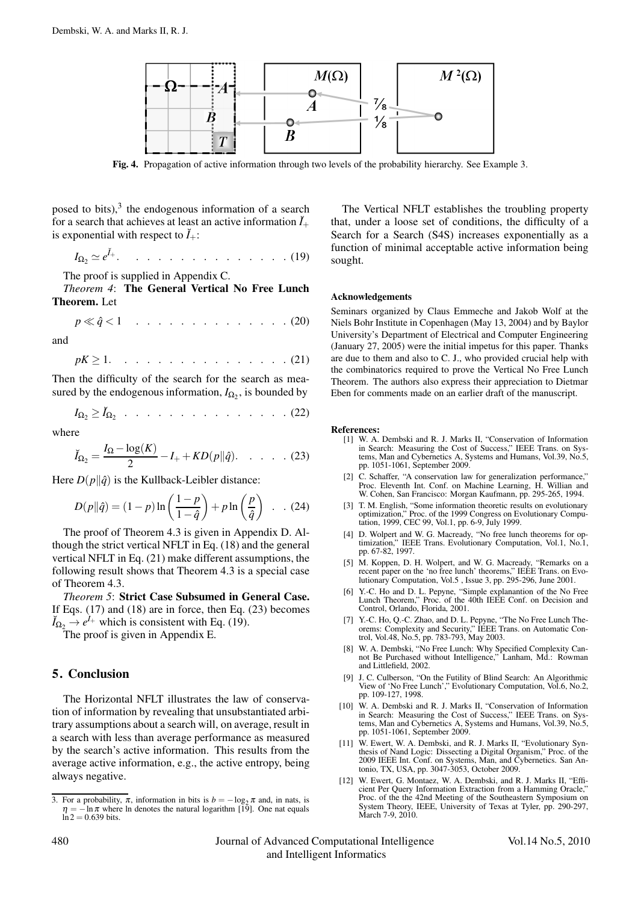Fig. 4. Propagation of active information through two levels of the probability hierarchy. See Example 3.

posed to bits),[3] the endogenous information of a search for a search that achieves at least an active information $\check{I}_+$ is exponential with respect to $\check{I}_+$:

$$I_{\Omega_2} \simeq e^{\check{I}_+}. \quad (19)$$

The proof is supplied in Appendix C.

*Theorem 4*: **The General Vertical No Free Lunch Theorem.** Let

$$p \ll \hat{q} < 1 \quad (20)$$

and

$$pK \geq 1. \quad (21)$$

Then the difficulty of the search for the search as measured by the endogenous information, $I_{\Omega_2}$, is bounded by

$$I_{\Omega_2} \geq \check{I}_{\Omega_2} \quad (22)$$

where

$$\check{I}_{\Omega_2} = \frac{I_\Omega - \log(K)}{2} - I_+ + KD(p\|\hat{q}). \quad (23)$$

Here $D(p\|\hat{q})$ is the Kullback-Leibler distance:

$$D(p\|\hat{q}) = (1-p)\ln\left(\frac{1-p}{1-\hat{q}}\right) + p\ln\left(\frac{p}{\hat{q}}\right) \quad (24)$$

The proof of Theorem 4.3 is given in Appendix D. Although the strict vertical NFLT in Eq. (18) and the general vertical NFLT in Eq. (21) make different assumptions, the following result shows that Theorem 4.3 is a special case of Theorem 4.3.

*Theorem 5*: **Strict Case Subsumed in General Case.** If Eqs. (17) and (18) are in force, then Eq. (23) becomes $\check{I}_{\Omega_2} \to e^{I_+}$ which is consistent with Eq. (19).

The proof is given in Appendix E.

## 5. Conclusion

The Horizontal NFLT illustrates the law of conservation of information by revealing that unsubstantiated arbitrary assumptions about a search will, on average, result in a search with less than average performance as measured by the search's active information. This results from the average active information, e.g., the active entropy, being always negative.

The Vertical NFLT establishes the troubling property that, under a loose set of conditions, the difficulty of a Search for a Search (S4S) increases exponentially as a function of minimal acceptable active information being sought.

[3] For a probability, $\pi$, information in bits is $b = -\log_2 \pi$ and, in nats, is $\eta = -\ln \pi$ where ln denotes the natural logarithm [19]. One nat equals $\ln 2 = 0.639$ bits.

#### Acknowledgements

Seminars organized by Claus Emmeche and Jakob Wolf at the Niels Bohr Institute in Copenhagen (May 13, 2004) and by Baylor University's Department of Electrical and Computer Engineering (January 27, 2005) were the initial impetus for this paper. Thanks are due to them and also to C. J., who provided crucial help with the combinatorics required to prove the Vertical No Free Lunch Theorem. The authors also express their appreciation to Dietmar Eben for comments made on an earlier draft of the manuscript.

#### References:

[1] W. A. Dembski and R. J. Marks II, "Conservation of Information in Search: Measuring the Cost of Success," IEEE Trans. on Systems, Man and Cybernetics A, Systems and Humans, Vol.39, No.5, pp. 1051-1061, September 2009.

[2] C. Schaffer, "A conservation law for generalization performance," Proc. Eleventh Int. Conf. on Machine Learning, H. Willian and W. Cohen, San Francisco: Morgan Kaufmann, pp. 295-265, 1994.

[3] T. M. English, "Some information theoretic results on evolutionary optimization," Proc. of the 1999 Congress on Evolutionary Computation, 1999, CEC 99, Vol.1, pp. 6-9, July 1999.

[4] D. Wolpert and W. G. Macready, "No free lunch theorems for optimization," IEEE Trans. Evolutionary Computation, Vol.1, No.1, pp. 67-82, 1997.

[5] M. Koppen, D. H. Wolpert, and W. G. Macready, "Remarks on a recent paper on the 'no free lunch' theorems," IEEE Trans. on Evolutionary Computation, Vol.5 , Issue 3, pp. 295-296, June 2001.

[6] Y.-C. Ho and D. L. Pepyne, "Simple explananation of the No Free Lunch Theorem," Proc. of the 40th IEEE Conf. on Decision and Control, Orlando, Florida, 2001.

[7] Y.-C. Ho, Q.-C. Zhao, and D. L. Pepyne, "The No Free Lunch Theorems: Complexity and Security," IEEE Trans. on Automatic Control, Vol.48, No.5, pp. 783-793, May 2003.

[8] W. A. Dembski, "No Free Lunch: Why Specified Complexity Cannot Be Purchased without Intelligence," Lanham, Md.: Rowman and Littlefield, 2002.

[9] J. C. Culberson, "On the Futility of Blind Search: An Algorithmic View of 'No Free Lunch'," Evolutionary Computation, Vol.6, No.2, pp. 109-127, 1998.

[10] W. A. Dembski and R. J. Marks II, "Conservation of Information in Search: Measuring the Cost of Success," IEEE Trans. on Systems, Man and Cybernetics A, Systems and Humans, Vol.39, No.5, pp. 1051-1061, September 2009.

[11] W. Ewert, W. A. Dembski, and R. J. Marks II, "Evolutionary Synthesis of Nand Logic: Dissecting a Digital Organism," Proc. of the 2009 IEEE Int. Conf. on Systems, Man, and Cybernetics. San Antonio, TX, USA, pp. 3047-3053, October 2009.

[12] W. Ewert, G. Montaez, W. A. Dembski, and R. J. Marks II, "Efficient Per Query Information Extraction from a Hamming Oracle," Proc. of the the 42nd Meeting of the Southeastern Symposium on System Theory, IEEE, University of Texas at Tyler, pp. 290-297, March 7-9, 2010.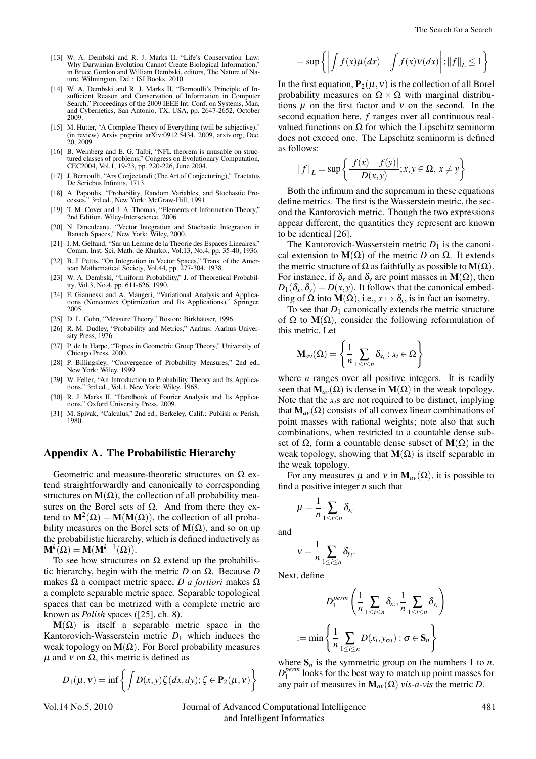[13] W. A. Dembski and R. J. Marks II, "Life's Conservation Law: Why Darwinian Evolution Cannot Create Biological Information," in Bruce Gordon and William Dembski, editors, The Nature of Nature, Wilmington, Del.: ISI Books, 2010.

[14] W. A. Dembski and R. J. Marks II, "Bernoulli's Principle of Insufficient Reason and Conservation of Information in Computer Search," Proceedings of the 2009 IEEE Int. Conf. on Systems, Man, and Cybernetics, San Antonio, TX, USA, pp. 2647-2652, October 2009.

[15] M. Hutter, "A Complete Theory of Everything (will be subjective)," (in review) Arxiv preprint arXiv:0912.5434, 2009, arxiv.org, Dec. 20, 2009.

[16] B. Weinberg and E. G. Talbi, "NFL theorem is unusable on structured classes of problems," Congress on Evolutionary Computation, CEC2004, Vol.1, 19-23, pp. 220-226, June 2004.

[17] J. Bernoulli, "Ars Conjectandi (The Art of Conjecturing)," Tractatus De Seriebus Infinitis, 1713.

[18] A. Papoulis, "Probability, Random Variables, and Stochastic Processes," 3rd ed., New York: McGraw-Hill, 1991.

[19] T. M. Cover and J. A. Thomas, "Elements of Information Theory," 2nd Edition, Wiley-Interscience, 2006.

[20] N. Dinculeanu, "Vector Integration and Stochastic Integration in Banach Spaces," New York: Wiley, 2000.

[21] I. M. Gelfand, "Sur un Lemme de la Theorie des Espaces Lineaires," Comm. Inst. Sci. Math. de Kharko., Vol.13, No.4, pp. 35-40, 1936.

[22] B. J. Pettis, "On Integration in Vector Spaces," Trans. of the American Mathematical Society, Vol.44, pp. 277-304, 1938.

[23] W. A. Dembski, "Uniform Probability," J. of Theoretical Probability, Vol.3, No.4, pp. 611-626, 1990.

[24] F. Giannessi and A. Maugeri, "Variational Analysis and Applications (Nonconvex Optimization and Its Applications)," Springer, 2005.

[25] D. L. Cohn, "Measure Theory," Boston: Birkhäuser, 1996.

[26] R. M. Dudley, "Probability and Metrics," Aarhus: Aarhus University Press, 1976.

[27] P. de la Harpe, "Topics in Geometric Group Theory," University of Chicago Press, 2000.

[28] P. Billingsley, "Convergence of Probability Measures," 2nd ed., New York: Wiley, 1999.

[29] W. Feller, "An Introduction to Probability Theory and Its Applications," 3rd ed., Vol.1, New York: Wiley, 1968.

[30] R. J. Marks II, "Handbook of Fourier Analysis and Its Applications," Oxford University Press, 2009.

[31] M. Spivak, "Calculus," 2nd ed., Berkeley, Calif.: Publish or Perish, 1980.

## Appendix A. The Probabilistic Hierarchy

Geometric and measure-theoretic structures on $\Omega$ extend straightforwardly and canonically to corresponding structures on $\mathbf{M}(\Omega)$, the collection of all probability measures on the Borel sets of $\Omega$. And from there they extend to $\mathbf{M}^2(\Omega) = \mathbf{M}(\mathbf{M}(\Omega))$, the collection of all probability measures on the Borel sets of $\mathbf{M}(\Omega)$, and so on up the probabilistic hierarchy, which is defined inductively as $\mathbf{M}^k(\Omega) = \mathbf{M}(\mathbf{M}^{k-1}(\Omega))$.

To see how structures on $\Omega$ extend up the probabilistic hierarchy, begin with the metric $D$ on $\Omega$. Because $D$ makes $\Omega$ a compact metric space, $D$ *a fortiori* makes $\Omega$ a complete separable metric space. Separable topological spaces that can be metrized with a complete metric are known as *Polish* spaces ([25], ch. 8).

$\mathbf{M}(\Omega)$ is itself a separable metric space in the Kantorovich-Wasserstein metric $D_1$ which induces the weak topology on $\mathbf{M}(\Omega)$. For Borel probability measures $\mu$ and $\nu$ on $\Omega$, this metric is defined as

$$D_1(\mu,\nu) = \inf\left\{\int D(x,y)\zeta(dx,dy); \zeta \in \mathbf{P}_2(\mu,\nu)\right\}$$

$$= \sup\left\{\left|\int f(x)\mu(dx) - \int f(x)\nu(dx)\right|; \|f\|_L \leq 1\right\}$$

In the first equation, $\mathbf{P}_2(\mu,\nu)$ is the collection of all Borel probability measures on $\Omega \times \Omega$ with marginal distributions $\mu$ on the first factor and $\nu$ on the second. In the second equation here, $f$ ranges over all continuous real-valued functions on $\Omega$ for which the Lipschitz seminorm does not exceed one. The Lipschitz seminorm is defined as follows:

$$\|f\|_L = \sup\left\{\frac{|f(x)-f(y)|}{D(x,y)}; x,y \in \Omega,\ x \neq y\right\}$$

Both the infimum and the supremum in these equations define metrics. The first is the Wasserstein metric, the second the Kantorovich metric. Though the two expressions appear different, the quantities they represent are known to be identical [26].

The Kantorovich-Wasserstein metric $D_1$ is the canonical extension to $\mathbf{M}(\Omega)$ of the metric $D$ on $\Omega$. It extends the metric structure of $\Omega$ as faithfully as possible to $\mathbf{M}(\Omega)$. For instance, if $\delta_x$ and $\delta_y$ are point masses in $\mathbf{M}(\Omega)$, then $D_1(\delta_x, \delta_y) = D(x,y)$. It follows that the canonical embedding of $\Omega$ into $\mathbf{M}(\Omega)$, i.e., $x \mapsto \delta_x$, is in fact an isometry.

To see that $D_1$ canonically extends the metric structure of $\Omega$ to $\mathbf{M}(\Omega)$, consider the following reformulation of this metric. Let

$$\mathbf{M}_{av}(\Omega) = \left\{\frac{1}{n}\sum_{1\leq i\leq n}\delta_{x_i} : x_i \in \Omega\right\}$$

where $n$ ranges over all positive integers. It is readily seen that $\mathbf{M}_{av}(\Omega)$ is dense in $\mathbf{M}(\Omega)$ in the weak topology. Note that the $x_i$s are not required to be distinct, implying that $\mathbf{M}_{av}(\Omega)$ consists of all convex linear combinations of point masses with rational weights; note also that such combinations, when restricted to a countable dense subset of $\Omega$, form a countable dense subset of $\mathbf{M}(\Omega)$ in the weak topology, showing that $\mathbf{M}(\Omega)$ is itself separable in the weak topology.

For any measures $\mu$ and $\nu$ in $\mathbf{M}_{av}(\Omega)$, it is possible to find a positive integer $n$ such that

$$\mu = \frac{1}{n}\sum_{1\leq i\leq n}\delta_{x_i}$$

and

$$\nu = \frac{1}{n}\sum_{1\leq i\leq n}\delta_{y_i}.$$

Next, define

$$D_1^{perm}\left(\frac{1}{n}\sum_{1\leq i\leq n}\delta_{x_i}, \frac{1}{n}\sum_{1\leq i\leq n}\delta_{y_i}\right)$$

$$:= \min\left\{\frac{1}{n}\sum_{1\leq i\leq n}D(x_i, y_{\sigma i}) : \sigma \in \mathbf{S}_n\right\}$$

where $\mathbf{S}_n$ is the symmetric group on the numbers 1 to $n$. $D_1^{perm}$ looks for the best way to match up point masses for any pair of measures in $\mathbf{M}_{av}(\Omega)$ *vis-a-vis* the metric $D$.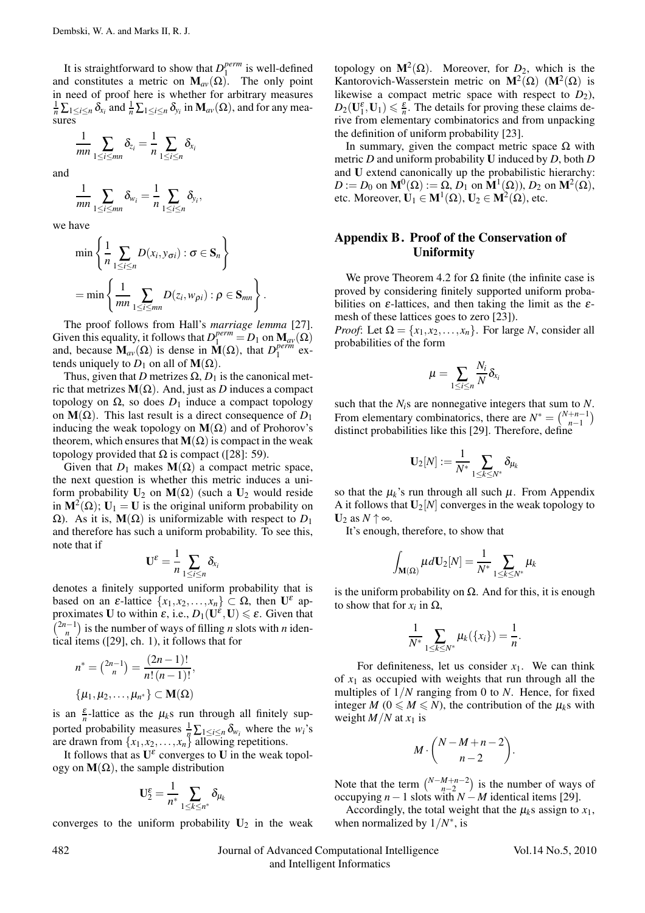It is straightforward to show that $D_1^{perm}$ is well-defined and constitutes a metric on $\mathbf{M}_{av}(\Omega)$. The only point in need of proof here is whether for arbitrary measures $\frac{1}{n}\sum_{1\leq i\leq n}\delta_{x_i}$ and $\frac{1}{n}\sum_{1\leq i\leq n}\delta_{y_i}$ in $\mathbf{M}_{av}(\Omega)$, and for any measures

$$\frac{1}{mn}\sum_{1\leq i\leq mn}\delta_{z_i} = \frac{1}{n}\sum_{1\leq i\leq n}\delta_{x_i}$$

and

$$\frac{1}{mn}\sum_{1\leq i\leq mn}\delta_{w_i} = \frac{1}{n}\sum_{1\leq i\leq n}\delta_{y_i},$$

we have

$$\min\left\{\frac{1}{n}\sum_{1\leq i\leq n}D(x_i, y_{\sigma i}) : \sigma\in\mathbf{S}_n\right\}$$
$$= \min\left\{\frac{1}{mn}\sum_{1\leq i\leq mn}D(z_i, w_{\rho i}) : \rho\in\mathbf{S}_{mn}\right\}.$$

The proof follows from Hall's *marriage lemma* [27]. Given this equality, it follows that $D_1^{perm} = D_1$ on $\mathbf{M}_{av}(\Omega)$ and, because $\mathbf{M}_{av}(\Omega)$ is dense in $\mathbf{M}(\Omega)$, that $D_1^{perm}$ extends uniquely to $D_1$ on all of $\mathbf{M}(\Omega)$.

Thus, given that $D$ metrizes $\Omega$, $D_1$ is the canonical metric that metrizes $\mathbf{M}(\Omega)$. And, just as $D$ induces a compact topology on $\Omega$, so does $D_1$ induce a compact topology on $\mathbf{M}(\Omega)$. This last result is a direct consequence of $D_1$ inducing the weak topology on $\mathbf{M}(\Omega)$ and of Prohorov's theorem, which ensures that $\mathbf{M}(\Omega)$ is compact in the weak topology provided that $\Omega$ is compact ([28]: 59).

Given that $D_1$ makes $\mathbf{M}(\Omega)$ a compact metric space, the next question is whether this metric induces a uniform probability $\mathbf{U}_2$ on $\mathbf{M}(\Omega)$ (such a $\mathbf{U}_2$ would reside in $\mathbf{M}^2(\Omega)$; $\mathbf{U}_1 = \mathbf{U}$ is the original uniform probability on $\Omega$). As it is, $\mathbf{M}(\Omega)$ is uniformizable with respect to $D_1$ and therefore has such a uniform probability. To see this, note that if

$$\mathbf{U}^{\varepsilon} = \frac{1}{n}\sum_{1\leq i\leq n}\delta_{x_i}$$

denotes a finitely supported uniform probability that is based on an $\varepsilon$-lattice $\{x_1, x_2, \ldots, x_n\}\subset\Omega$, then $\mathbf{U}^{\varepsilon}$ approximates $\mathbf{U}$ to within $\varepsilon$, i.e., $D_1(\mathbf{U}^{\varepsilon}, \mathbf{U})\leqslant\varepsilon$. Given that $\binom{2n-1}{n}$ is the number of ways of filling $n$ slots with $n$ identical items ([29], ch. 1), it follows that for

$$n^* = \binom{2n-1}{n} = \frac{(2n-1)!}{n!\,(n-1)!},$$
$$\{\mu_1, \mu_2, \ldots, \mu_{n^*}\}\subset\mathbf{M}(\Omega)$$

is an $\frac{\varepsilon}{n}$-lattice as the $\mu_k$s run through all finitely supported probability measures $\frac{1}{n}\sum_{1\leq i\leq n}\delta_{w_i}$ where the $w_i$'s are drawn from $\{x_1, x_2, \ldots, x_n\}$ allowing repetitions.

It follows that as $\mathbf{U}^{\varepsilon}$ converges to $\mathbf{U}$ in the weak topology on $\mathbf{M}(\Omega)$, the sample distribution

$$\mathbf{U}_2^{\varepsilon} = \frac{1}{n^*}\sum_{1\leq k\leq n^*}\delta_{\mu_k}$$

converges to the uniform probability $\mathbf{U}_2$ in the weak topology on $\mathbf{M}^2(\Omega)$. Moreover, for $D_2$, which is the Kantorovich-Wasserstein metric on $\mathbf{M}^2(\Omega)$ ($\mathbf{M}^2(\Omega)$ is likewise a compact metric space with respect to $D_2$), $D_2(\mathbf{U}_1^{\varepsilon}, \mathbf{U}_1)\leqslant\frac{\varepsilon}{n}$. The details for proving these claims derive from elementary combinatorics and from unpacking the definition of uniform probability [23].

In summary, given the compact metric space $\Omega$ with metric $D$ and uniform probability $\mathbf{U}$ induced by $D$, both $D$ and $\mathbf{U}$ extend canonically up the probabilistic hierarchy: $D := D_0$ on $\mathbf{M}^0(\Omega) := \Omega$, $D_1$ on $\mathbf{M}^1(\Omega)$), $D_2$ on $\mathbf{M}^2(\Omega)$, etc. Moreover, $\mathbf{U}_1\in\mathbf{M}^1(\Omega)$, $\mathbf{U}_2\in\mathbf{M}^2(\Omega)$, etc.

## Appendix B. Proof of the Conservation of Uniformity

We prove Theorem 4.2 for $\Omega$ finite (the infinite case is proved by considering finitely supported uniform probabilities on $\varepsilon$-lattices, and then taking the limit as the $\varepsilon$-mesh of these lattices goes to zero [23]).

*Proof*: Let $\Omega = \{x_1, x_2, \ldots, x_n\}$. For large $N$, consider all probabilities of the form

$$\mu = \sum_{1\leq i\leq n}\frac{N_i}{N}\delta_{x_i}$$

such that the $N_i$s are nonnegative integers that sum to $N$. From elementary combinatorics, there are $N^* = \binom{N+n-1}{n-1}$ distinct probabilities like this [29]. Therefore, define

$$\mathbf{U}_2[N] := \frac{1}{N^*}\sum_{1\leq k\leq N^*}\delta_{\mu_k}$$

so that the $\mu_k$'s run through all such $\mu$. From Appendix A it follows that $\mathbf{U}_2[N]$ converges in the weak topology to $\mathbf{U}_2$ as $N\uparrow\infty$.

It's enough, therefore, to show that

$$\int_{\mathbf{M}(\Omega)}\mu\, d\mathbf{U}_2[N] = \frac{1}{N^*}\sum_{1\leq k\leq N^*}\mu_k$$

is the uniform probability on $\Omega$. And for this, it is enough to show that for $x_i$ in $\Omega$,

$$\frac{1}{N^*}\sum_{1\leq k\leq N^*}\mu_k(\{x_i\}) = \frac{1}{n}.$$

For definiteness, let us consider $x_1$. We can think of $x_1$ as occupied with weights that run through all the multiples of $1/N$ ranging from 0 to $N$. Hence, for fixed integer $M$ ($0\leqslant M\leqslant N$), the contribution of the $\mu_k$s with weight $M/N$ at $x_1$ is

$$M\cdot\binom{N-M+n-2}{n-2}.$$

Note that the term $\binom{N-M+n-2}{n-2}$ is the number of ways of occupying $n-1$ slots with $N-M$ identical items [29].

Accordingly, the total weight that the $\mu_k$s assign to $x_1$, when normalized by $1/N^*$, is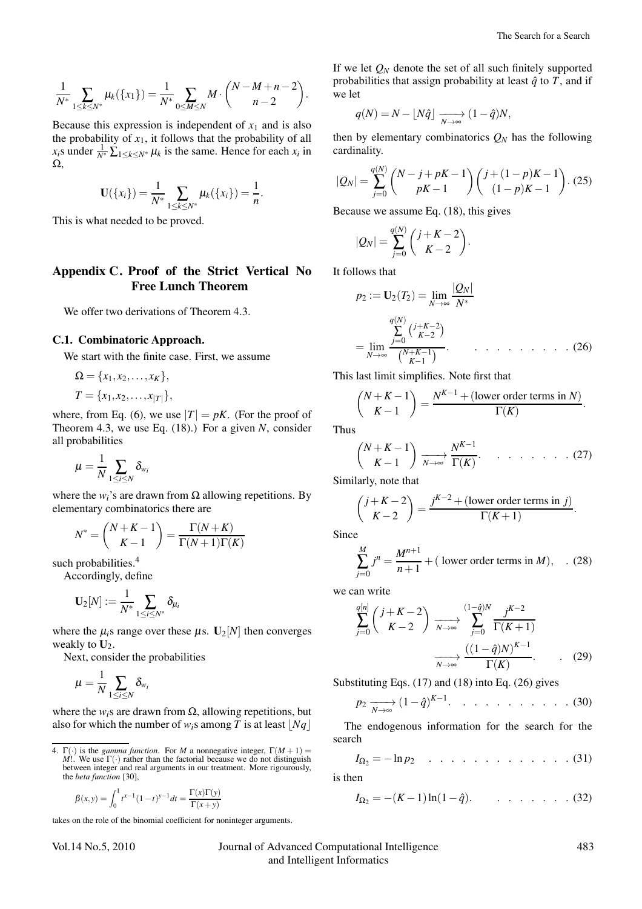$$\frac{1}{N^*}\sum_{1\leq k\leq N^*}\mu_k(\{x_1\}) = \frac{1}{N^*}\sum_{0\leq M\leq N} M\cdot\binom{N-M+n-2}{n-2}.$$

Because this expression is independent of $x_1$ and is also the probability of $x_1$, it follows that the probability of all $x_i$s under $\frac{1}{N^*}\sum_{1\leq k\leq N^*}\mu_k$ is the same. Hence for each $x_i$ in $\Omega$,

$$\mathbf{U}(\{x_i\}) = \frac{1}{N^*}\sum_{1\leq k\leq N^*}\mu_k(\{x_i\}) = \frac{1}{n}.$$

This is what needed to be proved.

## Appendix C. Proof of the Strict Vertical No Free Lunch Theorem

We offer two derivations of Theorem 4.3.

### C.1. Combinatoric Approach.

We start with the finite case. First, we assume

$$\Omega = \{x_1, x_2, \ldots, x_K\},$$
$$T = \{x_1, x_2, \ldots, x_{|T|}\},$$

where, from Eq. (6), we use $|T| = pK$. (For the proof of Theorem 4.3, we use Eq. (18).) For a given $N$, consider all probabilities

$$\mu = \frac{1}{N}\sum_{1\leq i\leq N}\delta_{w_i}$$

where the $w_i$'s are drawn from $\Omega$ allowing repetitions. By elementary combinatorics there are

$$N^* = \binom{N+K-1}{K-1} = \frac{\Gamma(N+K)}{\Gamma(N+1)\Gamma(K)}$$

such probabilities.[4]

Accordingly, define

$$\mathbf{U}_2[N] := \frac{1}{N^*}\sum_{1\leq i\leq N^*}\delta_{\mu_i}$$

where the $\mu_i$s range over these $\mu$s. $\mathbf{U}_2[N]$ then converges weakly to $\mathbf{U}_2$.

Next, consider the probabilities

$$\mu = \frac{1}{N}\sum_{1\leq i\leq N}\delta_{w_i}$$

where the $w_i$s are drawn from $\Omega$, allowing repetitions, but also for which the number of $w_i$s among $T$ is at least $\lfloor Nq\rfloor$ If we let $Q_N$ denote the set of all such finitely supported probabilities that assign probability at least $\hat{q}$ to $T$, and if we let

$$q(N) = N - \lfloor N\hat{q}\rfloor \xrightarrow[N\to\infty]{} (1-\hat{q})N,$$

then by elementary combinatorics $Q_N$ has the following cardinality.

$$|Q_N| = \sum_{j=0}^{q(N)}\binom{N-j+pK-1}{pK-1}\binom{j+(1-p)K-1}{(1-p)K-1}. \quad (25)$$

Because we assume Eq. (18), this gives

$$|Q_N| = \sum_{j=0}^{q(N)}\binom{j+K-2}{K-2}.$$

It follows that

$$p_2 := \mathbf{U}_2(T_2) = \lim_{N\to\infty}\frac{|Q_N|}{N^*}$$
$$= \lim_{N\to\infty}\frac{\sum_{j=0}^{q(N)}\binom{j+K-2}{K-2}}{\binom{N+K-1}{K-1}}. \quad (26)$$

This last limit simplifies. Note first that

$$\binom{N+K-1}{K-1} = \frac{N^{K-1} + (\text{lower order terms in } N)}{\Gamma(K)}.$$

Thus

$$\binom{N+K-1}{K-1} \xrightarrow[N\to\infty]{} \frac{N^{K-1}}{\Gamma(K)}. \quad (27)$$

Similarly, note that

$$\binom{j+K-2}{K-2} = \frac{j^{K-2} + (\text{lower order terms in } j)}{\Gamma(K+1)}.$$

Since

$$\sum_{j=0}^{M} j^n = \frac{M^{n+1}}{n+1} + (\text{ lower order terms in } M), \quad (28)$$

we can write

$$\sum_{j=0}^{q[n]}\binom{j+K-2}{K-2} \xrightarrow[N\to\infty]{} \sum_{j=0}^{(1-\hat{q})N}\frac{j^{K-2}}{\Gamma(K+1)}$$
$$\xrightarrow[N\to\infty]{} \frac{((1-\hat{q})N)^{K-1}}{\Gamma(K)}. \quad (29)$$

Substituting Eqs. (17) and (18) into Eq. (26) gives

$$p_2 \xrightarrow[N\to\infty]{} (1-\hat{q})^{K-1}. \quad (30)$$

The endogenous information for the search for the search

$$I_{\Omega_2} = -\ln p_2 \quad (31)$$

is then

$$I_{\Omega_2} = -(K-1)\ln(1-\hat{q}). \quad (32)$$

---

4. $\Gamma(\cdot)$ is the *gamma function*. For $M$ a nonnegative integer, $\Gamma(M+1) = M!$. We use $\Gamma(\cdot)$ rather than the factorial because we do not distinguish between integer and real arguments in our treatment. More rigourously, the *beta function* [30],

$$\beta(x,y) = \int_0^1 t^{x-1}(1-t)^{y-1}dt = \frac{\Gamma(x)\Gamma(y)}{\Gamma(x+y)}$$

takes on the role of the binomial coefficient for noninteger arguments.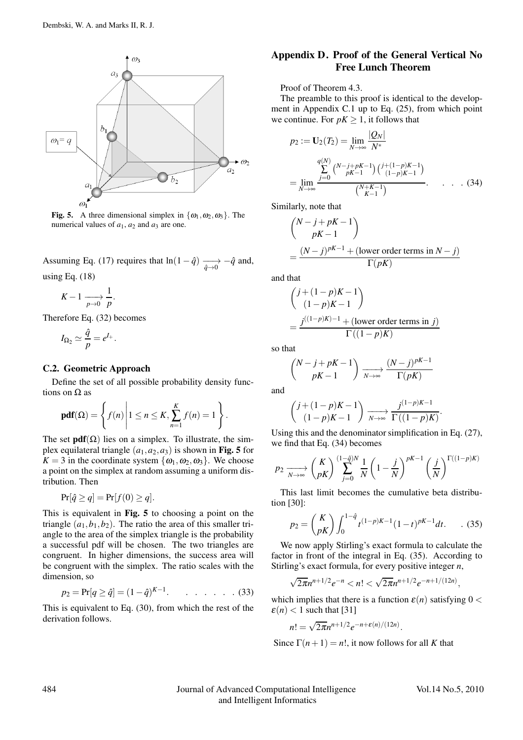**Fig. 5.** A three dimensional simplex in $\{\omega_1, \omega_2, \omega_3\}$. The numerical values of $a_1$, $a_2$ and $a_3$ are one.

Assuming Eq. (17) requires that $\ln(1-\hat{q}) \xrightarrow[\hat{q}\to 0]{} -\hat{q}$ and, using Eq. (18)

$$K - 1 \xrightarrow[p\to 0]{} \frac{1}{p}.$$

Therefore Eq. (32) becomes

$$I_{\Omega_2} \simeq \frac{\hat{q}}{p} = e^{I_+}.$$

### C.2. Geometric Approach

Define the set of all possible probability density functions on $\Omega$ as

$$\mathbf{pdf}(\Omega) = \left\{ f(n) \middle| 1 \le n \le K, \sum_{n=1}^{K} f(n) = 1 \right\}.$$

The set $\mathbf{pdf}(\Omega)$ lies on a simplex. To illustrate, the simplex equilateral triangle $(a_1, a_2, a_3)$ is shown in **Fig. 5** for $K = 3$ in the coordinate system $\{\omega_1, \omega_2, \omega_3\}$. We choose a point on the simplex at random assuming a uniform distribution. Then

$$\Pr[\hat{q} \ge q] = \Pr[f(0) \ge q].$$

This is equivalent in **Fig. 5** to choosing a point on the triangle $(a_1, b_1, b_2)$. The ratio the area of this smaller triangle to the area of the simplex triangle is the probability a successful pdf will be chosen. The two triangles are congruent. In higher dimensions, the success area will be congruent with the simplex. The ratio scales with the dimension, so

$$p_2 = \Pr[q \ge \hat{q}] = (1-\hat{q})^{K-1}. \quad \ldots\ldots\ (33)$$

This is equivalent to Eq. (30), from which the rest of the derivation follows.

## Appendix D. Proof of the General Vertical No Free Lunch Theorem

Proof of Theorem 4.3.

The preamble to this proof is identical to the development in Appendix C.1 up to Eq. (25), from which point we continue. For $pK \ge 1$, it follows that

$$p_2 := \mathbf{U}_2(T_2) = \lim_{N\to\infty} \frac{|Q_N|}{N^*}$$
$$= \lim_{N\to\infty} \frac{\sum_{j=0}^{q(N)} \binom{N-j+pK-1}{pK-1}\binom{j+(1-p)K-1}{(1-p)K-1}}{\binom{N+K-1}{K-1}}. \quad \ldots\ (34)$$

Similarly, note that

$$\binom{N-j+pK-1}{pK-1} = \frac{(N-j)^{pK-1} + (\text{lower order terms in } N-j)}{\Gamma(pK)}$$

and that

$$\binom{j+(1-p)K-1}{(1-p)K-1} = \frac{j^{((1-p)K)-1} + (\text{lower order terms in } j)}{\Gamma((1-p)K)}$$

so that

$$\binom{N-j+pK-1}{pK-1} \xrightarrow[N\to\infty]{} \frac{(N-j)^{pK-1}}{\Gamma(pK)}$$

and

$$\binom{j+(1-p)K-1}{(1-p)K-1} \xrightarrow[N\to\infty]{} \frac{j^{(1-p)K-1}}{\Gamma((1-p)K)}.$$

Using this and the denominator simplification in Eq. (27), we find that Eq. (34) becomes

$$p_2 \xrightarrow[N\to\infty]{} \binom{K}{pK} \sum_{j=0}^{(1-\hat{q})N} \frac{1}{N}\left(1-\frac{j}{N}\right)^{pK-1}\left(\frac{j}{N}\right)^{\Gamma((1-p)K)}$$

This last limit becomes the cumulative beta distribution [30]:

$$p_2 = \binom{K}{pK} \int_0^{1-\hat{q}} t^{(1-p)K-1}(1-t)^{pK-1} dt. \quad .\ (35)$$

We now apply Stirling's exact formula to calculate the factor in front of the integral in Eq. (35). According to Stirling's exact formula, for every positive integer $n$,

$$\sqrt{2\pi} n^{n+1/2} e^{-n} < n! < \sqrt{2\pi} n^{n+1/2} e^{-n+1/(12n)},$$

which implies that there is a function $\varepsilon(n)$ satisfying $0 < \varepsilon(n) < 1$ such that [31]

$$n! = \sqrt{2\pi} n^{n+1/2} e^{-n+\varepsilon(n)/(12n)}.$$

Since $\Gamma(n+1) = n!$, it now follows for all $K$ that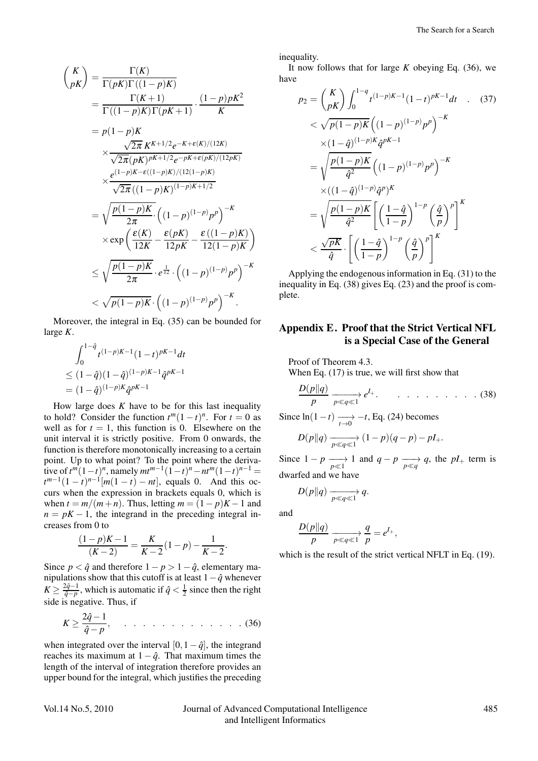$$
\begin{aligned}
\binom{K}{pK} &= \frac{\Gamma(K)}{\Gamma(pK)\Gamma((1-p)K)} \\
&= \frac{\Gamma(K+1)}{\Gamma((1-p)K)\Gamma(pK+1)} \cdot \frac{(1-p)pK^2}{K} \\
&= p(1-p)K \\
&\quad \times \frac{\sqrt{2\pi}\, K^{K+1/2} e^{-K+\varepsilon(K)/(12K)}}{\sqrt{2\pi}(pK)^{pK+1/2} e^{-pK+\varepsilon(pK)/(12pK)}} \\
&\quad \times \frac{e^{(1-p)K-\varepsilon((1-p)K)/(12(1-p)K)}}{\sqrt{2\pi}((1-p)K)^{(1-p)K+1/2}} \\
&= \sqrt{\frac{p(1-p)K}{2\pi}} \cdot \left((1-p)^{(1-p)} p^p\right)^{-K} \\
&\quad \times \exp\left(\frac{\varepsilon(K)}{12K} - \frac{\varepsilon(pK)}{12pK} - \frac{\varepsilon((1-p)K)}{12(1-p)K}\right) \\
&\leq \sqrt{\frac{p(1-p)K}{2\pi}} \cdot e^{\frac{1}{12}} \cdot \left((1-p)^{(1-p)} p^p\right)^{-K} \\
&< \sqrt{p(1-p)K} \cdot \left((1-p)^{(1-p)} p^p\right)^{-K}.
\end{aligned}
$$

Moreover, the integral in Eq. (35) can be bounded for large $K$.

$$
\begin{aligned}
&\int_0^{1-\hat{q}} t^{(1-p)K-1}(1-t)^{pK-1} dt \\
&\leq (1-\hat{q})(1-\hat{q})^{(1-p)K-1} \hat{q}^{pK-1} \\
&= (1-\hat{q})^{(1-p)K} \hat{q}^{pK-1}
\end{aligned}
$$

How large does $K$ have to be for this last inequality to hold? Consider the function $t^m(1-t)^n$. For $t=0$ as well as for $t=1$, this function is 0. Elsewhere on the unit interval it is strictly positive. From 0 onwards, the function is therefore monotonically increasing to a certain point. Up to what point? To the point where the derivative of $t^m(1-t)^n$, namely $mt^{m-1}(1-t)^n - nt^m(1-t)^{n-1} = t^{m-1}(1-t)^{n-1}[m(1-t) - nt]$, equals 0. And this occurs when the expression in brackets equals 0, which is when $t = m/(m+n)$. Thus, letting $m = (1-p)K - 1$ and $n = pK - 1$, the integrand in the preceding integral increases from 0 to

$$
\frac{(1-p)K-1}{(K-2)} = \frac{K}{K-2}(1-p) - \frac{1}{K-2}.
$$

Since $p < \hat{q}$ and therefore $1-p > 1-\hat{q}$, elementary manipulations show that this cutoff is at least $1-\hat{q}$ whenever $K \geq \frac{2\hat{q}-1}{\hat{q}-p}$, which is automatic if $\hat{q} < \frac{1}{2}$ since then the right side is negative. Thus, if

$$
K \geq \frac{2\hat{q}-1}{\hat{q}-p}, \quad \ldots \ldots \ldots \ldots \ldots \ldots (36)
$$

when integrated over the interval $[0, 1-\hat{q}]$, the integrand reaches its maximum at $1-\hat{q}$. That maximum times the length of the interval of integration therefore provides an upper bound for the integral, which justifies the preceding inequality.

It now follows that for large $K$ obeying Eq. (36), we have

$$
\begin{aligned}
p_2 &= \binom{K}{pK} \int_0^{1-q} t^{(1-p)K-1}(1-t)^{pK-1} dt \quad . \quad (37) \\
&< \sqrt{p(1-p)K}\left((1-p)^{(1-p)} p^p\right)^{-K} \\
&\quad \times (1-\hat{q})^{(1-p)K} \hat{q}^{pK-1} \\
&= \sqrt{\frac{p(1-p)K}{\hat{q}^2}} \left((1-p)^{(1-p)} p^p\right)^{-K} \\
&\quad \times \left((1-\hat{q})^{(1-p)} \hat{q}^p\right)^K \\
&= \sqrt{\frac{p(1-p)K}{\hat{q}^2}} \left[\left(\frac{1-\hat{q}}{1-p}\right)^{1-p} \left(\frac{\hat{q}}{p}\right)^p\right]^K \\
&< \frac{\sqrt{pK}}{\hat{q}} \cdot \left[\left(\frac{1-\hat{q}}{1-p}\right)^{1-p} \left(\frac{\hat{q}}{p}\right)^p\right]^K
\end{aligned}
$$

Applying the endogenous information in Eq. (31) to the inequality in Eq. (38) gives Eq. (23) and the proof is complete.

## Appendix E. Proof that the Strict Vertical NFL is a Special Case of the General

Proof of Theorem 4.3.

When Eq. (17) is true, we will first show that

$$
\frac{D(p\|q)}{p} \xrightarrow[p \ll q \ll 1]{} e^{I_+}. \quad \ldots \ldots \ldots \ldots (38)
$$

Since $\ln(1-t) \xrightarrow[t \to 0]{} -t$, Eq. (24) becomes

$$
D(p\|q) \xrightarrow[p \ll q \ll 1]{} (1-p)(q-p) - pI_+.
$$

Since $1-p \xrightarrow[p \ll 1]{} 1$ and $q-p \xrightarrow[p \ll q]{} q$, the $pI_+$ term is dwarfed and we have

$$
D(p\|q) \xrightarrow[p \ll q \ll 1]{} q.
$$

and

$$
\frac{D(p\|q)}{p} \xrightarrow[p \ll q \ll 1]{} \frac{q}{p} = e^{I_+},
$$

which is the result of the strict vertical NFLT in Eq. (19).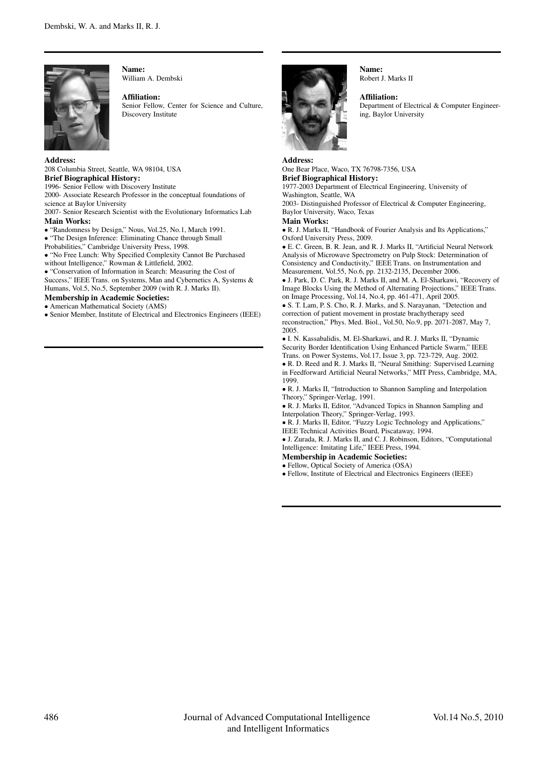**Name:**
William A. Dembski

**Affiliation:**
Senior Fellow, Center for Science and Culture, Discovery Institute

**Address:**
208 Columbia Street, Seattle, WA 98104, USA

**Brief Biographical History:**
1996- Senior Fellow with Discovery Institute
2000- Associate Research Professor in the conceptual foundations of science at Baylor University
2007- Senior Research Scientist with the Evolutionary Informatics Lab

**Main Works:**

- "Randomness by Design," Nous, Vol.25, No.1, March 1991.
- "The Design Inference: Eliminating Chance through Small Probabilities," Cambridge University Press, 1998.
- "No Free Lunch: Why Specified Complexity Cannot Be Purchased without Intelligence," Rowman & Littlefield, 2002.
- "Conservation of Information in Search: Measuring the Cost of Success," IEEE Trans. on Systems, Man and Cybernetics A, Systems & Humans, Vol.5, No.5, September 2009 (with R. J. Marks II).

**Membership in Academic Societies:**

- American Mathematical Society (AMS)
- Senior Member, Institute of Electrical and Electronics Engineers (IEEE)

---

**Name:**
Robert J. Marks II

**Affiliation:**
Department of Electrical & Computer Engineering, Baylor University

**Address:**
One Bear Place, Waco, TX 76798-7356, USA

**Brief Biographical History:**
1977-2003 Department of Electrical Engineering, University of Washington, Seattle, WA
2003- Distinguished Professor of Electrical & Computer Engineering, Baylor University, Waco, Texas

**Main Works:**

- R. J. Marks II, "Handbook of Fourier Analysis and Its Applications," Oxford University Press, 2009.
- E. C. Green, B. R. Jean, and R. J. Marks II, "Artificial Neural Network Analysis of Microwave Spectrometry on Pulp Stock: Determination of Consistency and Conductivity," IEEE Trans. on Instrumentation and Measurement, Vol.55, No.6, pp. 2132-2135, December 2006.
- J. Park, D. C. Park, R. J. Marks II, and M. A. El-Sharkawi, "Recovery of Image Blocks Using the Method of Alternating Projections," IEEE Trans. on Image Processing, Vol.14, No.4, pp. 461-471, April 2005.
- S. T. Lam, P. S. Cho, R. J. Marks, and S. Narayanan, "Detection and correction of patient movement in prostate brachytherapy seed reconstruction," Phys. Med. Biol., Vol.50, No.9, pp. 2071-2087, May 7, 2005.
- I. N. Kassabalidis, M. El-Sharkawi, and R. J. Marks II, "Dynamic Security Border Identification Using Enhanced Particle Swarm," IEEE Trans. on Power Systems, Vol.17, Issue 3, pp. 723-729, Aug. 2002.
- R. D. Reed and R. J. Marks II, "Neural Smithing: Supervised Learning in Feedforward Artificial Neural Networks," MIT Press, Cambridge, MA, 1999.
- R. J. Marks II, "Introduction to Shannon Sampling and Interpolation Theory," Springer-Verlag, 1991.
- R. J. Marks II, Editor, "Advanced Topics in Shannon Sampling and Interpolation Theory," Springer-Verlag, 1993.
- R. J. Marks II, Editor, "Fuzzy Logic Technology and Applications," IEEE Technical Activities Board, Piscataway, 1994.
- J. Zurada, R. J. Marks II, and C. J. Robinson, Editors, "Computational Intelligence: Imitating Life," IEEE Press, 1994.

**Membership in Academic Societies:**

- Fellow, Optical Society of America (OSA)
- Fellow, Institute of Electrical and Electronics Engineers (IEEE)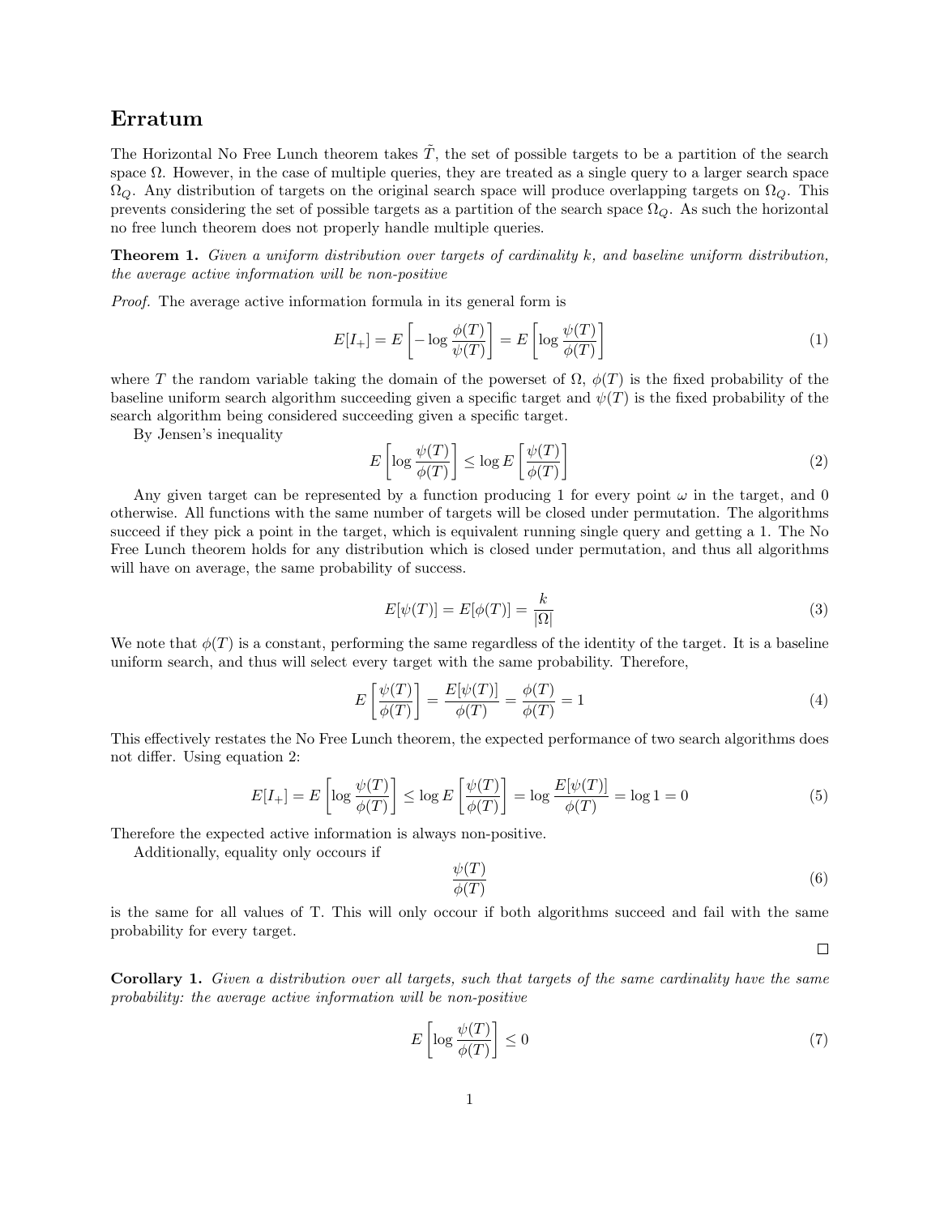## Erratum

The Horizontal No Free Lunch theorem takes $\tilde{T}$, the set of possible targets to be a partition of the search space $\Omega$. However, in the case of multiple queries, they are treated as a single query to a larger search space $\Omega_Q$. Any distribution of targets on the original search space will produce overlapping targets on $\Omega_Q$. This prevents considering the set of possible targets as a partition of the search space $\Omega_Q$. As such the horizontal no free lunch theorem does not properly handle multiple queries.

**Theorem 1.** *Given a uniform distribution over targets of cardinality k, and baseline uniform distribution, the average active information will be non-positive*

*Proof.* The average active information formula in its general form is

$$E[I_+] = E\left[-\log \frac{\phi(T)}{\psi(T)}\right] = E\left[\log \frac{\psi(T)}{\phi(T)}\right] \tag{1}$$

where $T$ the random variable taking the domain of the powerset of $\Omega$, $\phi(T)$ is the fixed probability of the baseline uniform search algorithm succeeding given a specific target and $\psi(T)$ is the fixed probability of the search algorithm being considered succeeding given a specific target.

By Jensen's inequality

$$E\left[\log \frac{\psi(T)}{\phi(T)}\right] \leq \log E\left[\frac{\psi(T)}{\phi(T)}\right] \tag{2}$$

Any given target can be represented by a function producing 1 for every point $\omega$ in the target, and 0 otherwise. All functions with the same number of targets will be closed under permutation. The algorithms succeed if they pick a point in the target, which is equivalent running single query and getting a 1. The No Free Lunch theorem holds for any distribution which is closed under permutation, and thus all algorithms will have on average, the same probability of success.

$$E[\psi(T)] = E[\phi(T)] = \frac{k}{|\Omega|} \tag{3}$$

We note that $\phi(T)$ is a constant, performing the same regardless of the identity of the target. It is a baseline uniform search, and thus will select every target with the same probability. Therefore,

$$E\left[\frac{\psi(T)}{\phi(T)}\right] = \frac{E[\psi(T)]}{\phi(T)} = \frac{\phi(T)}{\phi(T)} = 1 \tag{4}$$

This effectively restates the No Free Lunch theorem, the expected performance of two search algorithms does not differ. Using equation 2:

$$E[I_+] = E\left[\log \frac{\psi(T)}{\phi(T)}\right] \leq \log E\left[\frac{\psi(T)}{\phi(T)}\right] = \log \frac{E[\psi(T)]}{\phi(T)} = \log 1 = 0 \tag{5}$$

Therefore the expected active information is always non-positive.

Additionally, equality only occours if

$$\frac{\psi(T)}{\phi(T)} \tag{6}$$

is the same for all values of T. This will only occour if both algorithms succeed and fail with the same probability for every target. □

**Corollary 1.** *Given a distribution over all targets, such that targets of the same cardinality have the same probability: the average active information will be non-positive*

$$E\left[\log \frac{\psi(T)}{\phi(T)}\right] \leq 0 \tag{7}$$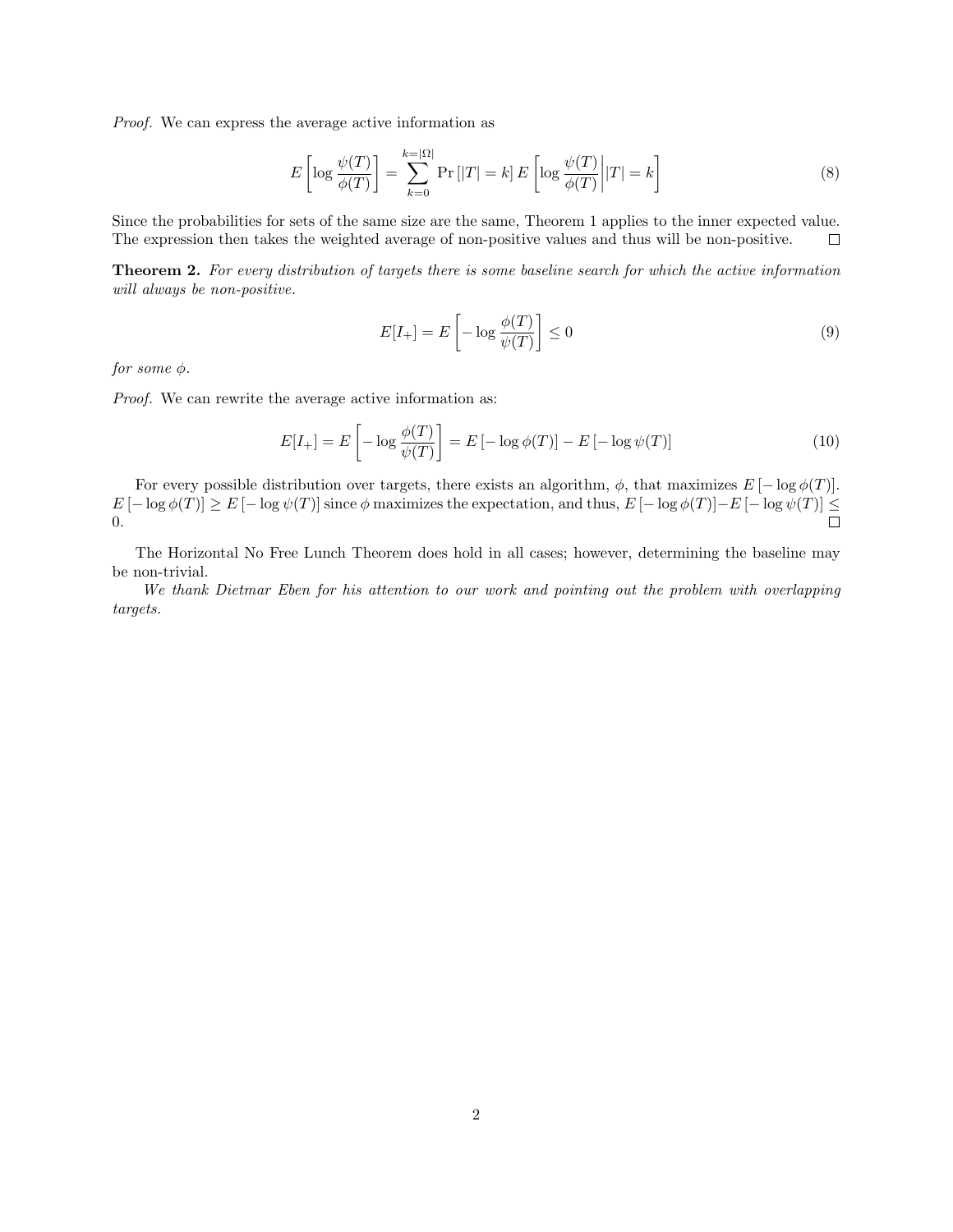*Proof.* We can express the average active information as

$$E\left[\log \frac{\psi(T)}{\phi(T)}\right] = \sum_{k=0}^{k=|\Omega|} \Pr\left[|T| = k\right] E\left[\log \frac{\psi(T)}{\phi(T)} \middle| |T| = k\right] \tag{8}$$

Since the probabilities for sets of the same size are the same, Theorem 1 applies to the inner expected value. The expression then takes the weighted average of non-positive values and thus will be non-positive. $\square$

**Theorem 2.** *For every distribution of targets there is some baseline search for which the active information will always be non-positive.*

$$E[I_+] = E\left[-\log \frac{\phi(T)}{\psi(T)}\right] \leq 0 \tag{9}$$

*for some* $\phi$.

*Proof.* We can rewrite the average active information as:

$$E[I_+] = E\left[-\log \frac{\phi(T)}{\psi(T)}\right] = E\left[-\log \phi(T)\right] - E\left[-\log \psi(T)\right] \tag{10}$$

For every possible distribution over targets, there exists an algorithm, $\phi$, that maximizes $E\left[-\log \phi(T)\right]$. $E\left[-\log \phi(T)\right] \geq E\left[-\log \psi(T)\right]$ since $\phi$ maximizes the expectation, and thus, $E\left[-\log \phi(T)\right] - E\left[-\log \psi(T)\right] \leq 0$. $\square$

The Horizontal No Free Lunch Theorem does hold in all cases; however, determining the baseline may be non-trivial.

*We thank Dietmar Eben for his attention to our work and pointing out the problem with overlapping targets.*